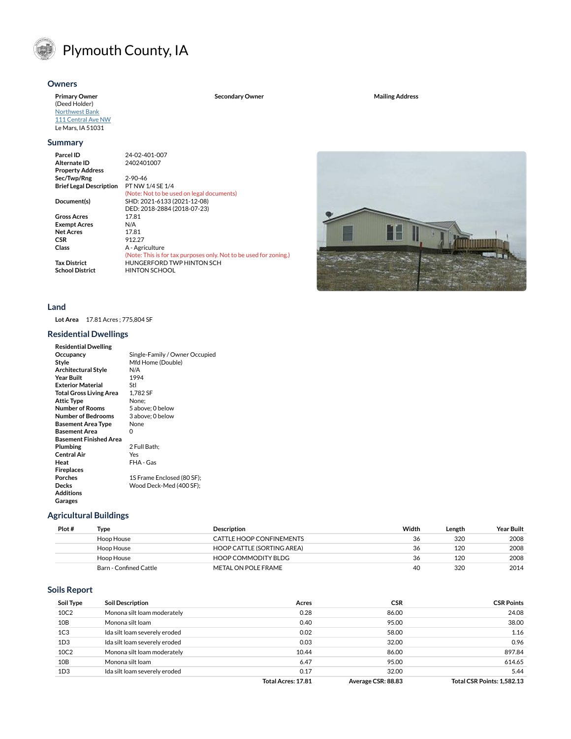# Plymouth County, IA

## Owners

| Primary Owner | Secondary Owner | Mailing Address |
|---|---|---|
| (Deed Holder)<br>Northwest Bank<br>111 Central Ave NW<br>Le Mars, IA 51031 | | |

## Summary

| | |
|---|---|
| **Parcel ID** | 24-02-401-007 |
| **Alternate ID** | 2402401007 |
| **Property Address** | |
| **Sec/Twp/Rng** | 2-90-46 |
| **Brief Legal Description** | PT NW 1/4 SE 1/4<br>(Note: Not to be used on legal documents) |
| **Document(s)** | SHD: 2021-6133 (2021-12-08)<br>DED: 2018-2884 (2018-07-23) |
| **Gross Acres** | 17.81 |
| **Exempt Acres** | N/A |
| **Net Acres** | 17.81 |
| **CSR** | 912.27 |
| **Class** | A - Agriculture<br>(Note: This is for tax purposes only. Not to be used for zoning.) |
| **Tax District** | HUNGERFORD TWP HINTON SCH |
| **School District** | HINTON SCHOOL |

## Land

**Lot Area** 17.81 Acres ; 775,804 SF

## Residential Dwellings

| | |
|---|---|
| **Residential Dwelling** | |
| **Occupancy** | Single-Family / Owner Occupied |
| **Style** | Mfd Home (Double) |
| **Architectural Style** | N/A |
| **Year Built** | 1994 |
| **Exterior Material** | Stl |
| **Total Gross Living Area** | 1,782 SF |
| **Attic Type** | None; |
| **Number of Rooms** | 5 above; 0 below |
| **Number of Bedrooms** | 3 above; 0 below |
| **Basement Area Type** | None |
| **Basement Area** | 0 |
| **Basement Finished Area** | |
| **Plumbing** | 2 Full Bath; |
| **Central Air** | Yes |
| **Heat** | FHA - Gas |
| **Fireplaces** | |
| **Porches** | 1S Frame Enclosed (80 SF); |
| **Decks** | Wood Deck-Med (400 SF); |
| **Additions** | |
| **Garages** | |

## Agricultural Buildings

| Plot # | Type | Description | Width | Length | Year Built |
|---|---|---|---|---|---|
| | Hoop House | CATTLE HOOP CONFINEMENTS | 36 | 320 | 2008 |
| | Hoop House | HOOP CATTLE (SORTING AREA) | 36 | 120 | 2008 |
| | Hoop House | HOOP COMMODITY BLDG | 36 | 120 | 2008 |
| | Barn - Confined Cattle | METAL ON POLE FRAME | 40 | 320 | 2014 |

## Soils Report

| Soil Type | Soil Description | Acres | CSR | CSR Points |
|---|---|---|---|---|
| 10C2 | Monona silt loam moderately | 0.28 | 86.00 | 24.08 |
| 10B | Monona silt loam | 0.40 | 95.00 | 38.00 |
| 1C3 | Ida silt loam severely eroded | 0.02 | 58.00 | 1.16 |
| 1D3 | Ida silt loam severely eroded | 0.03 | 32.00 | 0.96 |
| 10C2 | Monona silt loam moderately | 10.44 | 86.00 | 897.84 |
| 10B | Monona silt loam | 6.47 | 95.00 | 614.65 |
| 1D3 | Ida silt loam severely eroded | 0.17 | 32.00 | 5.44 |
| | | **Total Acres: 17.81** | **Average CSR: 88.83** | **Total CSR Points: 1,582.13** |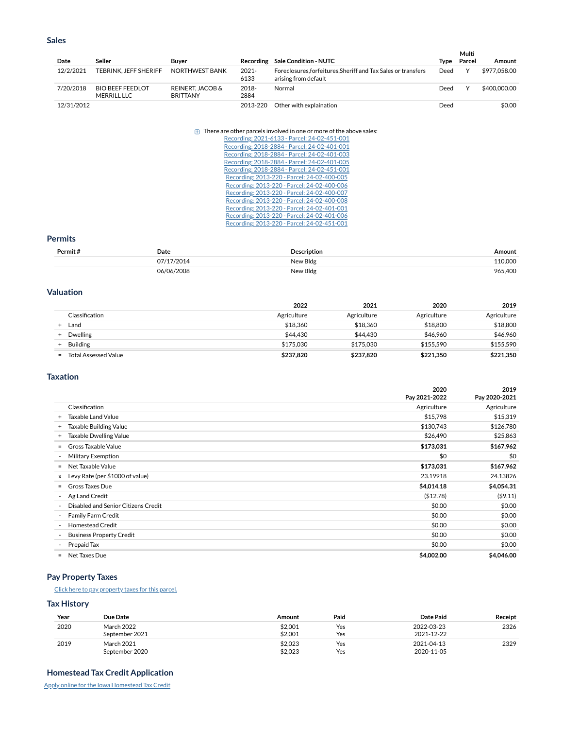## Sales

| Date | Seller | Buyer | Recording | Sale Condition - NUTC | Type | Multi Parcel | Amount |
| --- | --- | --- | --- | --- | --- | --- | --- |
| 12/2/2021 | TEBRINK, JEFF SHERIFF | NORTHWEST BANK | 2021-6133 | Foreclosures,forfeitures,Sheriff and Tax Sales or transfers arising from default | Deed | Y | $977,058.00 |
| 7/20/2018 | BIO BEEF FEEDLOT MERRILL LLC | REINERT, JACOB & BRITTANY | 2018-2884 | Normal | Deed | Y | $400,000.00 |
| 12/31/2012 | | | 2013-220 | Other with explaination | Deed | | $0.00 |

There are other parcels involved in one or more of the above sales:
Recording: 2021-6133 - Parcel: 24-02-451-001
Recording: 2018-2884 - Parcel: 24-02-401-001
Recording: 2018-2884 - Parcel: 24-02-401-003
Recording: 2018-2884 - Parcel: 24-02-401-005
Recording: 2018-2884 - Parcel: 24-02-451-001
Recording: 2013-220 - Parcel: 24-02-400-005
Recording: 2013-220 - Parcel: 24-02-400-006
Recording: 2013-220 - Parcel: 24-02-400-007
Recording: 2013-220 - Parcel: 24-02-400-008
Recording: 2013-220 - Parcel: 24-02-401-001
Recording: 2013-220 - Parcel: 24-02-401-006
Recording: 2013-220 - Parcel: 24-02-451-001

## Permits

| Permit # | Date | Description | Amount |
| --- | --- | --- | --- |
| | 07/17/2014 | New Bldg | 110,000 |
| | 06/06/2008 | New Bldg | 965,400 |

## Valuation

| | | 2022 | 2021 | 2020 | 2019 |
| --- | --- | --- | --- | --- | --- |
| | Classification | Agriculture | Agriculture | Agriculture | Agriculture |
| + | Land | $18,360 | $18,360 | $18,800 | $18,800 |
| + | Dwelling | $44,430 | $44,430 | $46,960 | $46,960 |
| + | Building | $175,030 | $175,030 | $155,590 | $155,590 |
| = | Total Assessed Value | **$237,820** | **$237,820** | **$221,350** | **$221,350** |

## Taxation

| | | 2020 Pay 2021-2022 | 2019 Pay 2020-2021 |
| --- | --- | --- | --- |
| | Classification | Agriculture | Agriculture |
| + | Taxable Land Value | $15,798 | $15,319 |
| + | Taxable Building Value | $130,743 | $126,780 |
| + | Taxable Dwelling Value | $26,490 | $25,863 |
| = | Gross Taxable Value | **$173,031** | **$167,962** |
| - | Military Exemption | $0 | $0 |
| = | Net Taxable Value | **$173,031** | **$167,962** |
| x | Levy Rate (per $1000 of value) | 23.19918 | 24.13826 |
| = | Gross Taxes Due | **$4,014.18** | **$4,054.31** |
| - | Ag Land Credit | ($12.78) | ($9.11) |
| - | Disabled and Senior Citizens Credit | $0.00 | $0.00 |
| - | Family Farm Credit | $0.00 | $0.00 |
| - | Homestead Credit | $0.00 | $0.00 |
| - | Business Property Credit | $0.00 | $0.00 |
| - | Prepaid Tax | $0.00 | $0.00 |
| = | Net Taxes Due | **$4,002.00** | **$4,046.00** |

## Pay Property Taxes

Click here to pay property taxes for this parcel.

## Tax History

| Year | Due Date | Amount | Paid | Date Paid | Receipt |
| --- | --- | --- | --- | --- | --- |
| 2020 | March 2022<br>September 2021 | $2,001<br>$2,001 | Yes<br>Yes | 2022-03-23<br>2021-12-22 | 2326 |
| 2019 | March 2021<br>September 2020 | $2,023<br>$2,023 | Yes<br>Yes | 2021-04-13<br>2020-11-05 | 2329 |

## Homestead Tax Credit Application

Apply online for the Iowa Homestead Tax Credit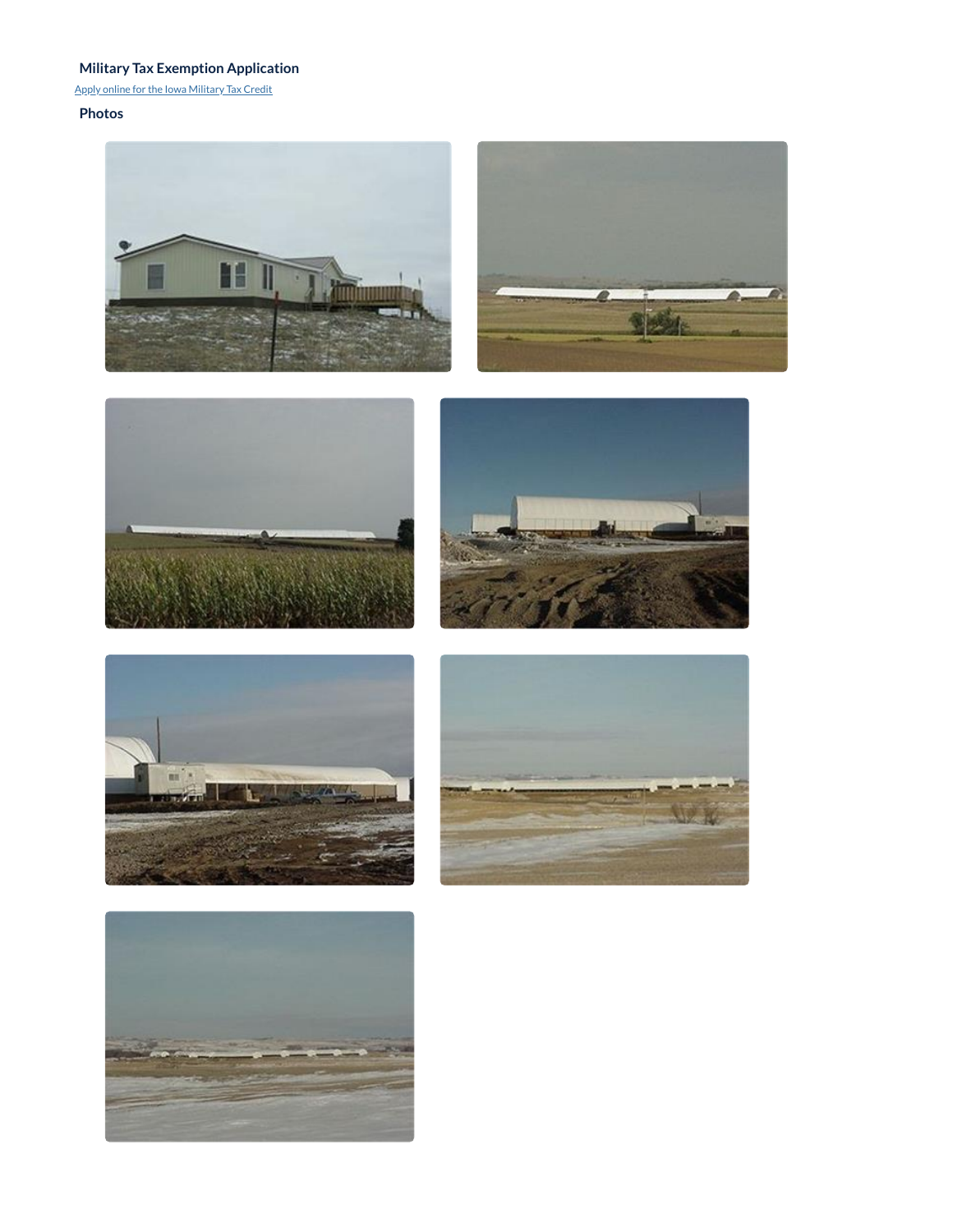### Military Tax Exemption Application

[Apply online for the Iowa Military Tax Credit]

### Photos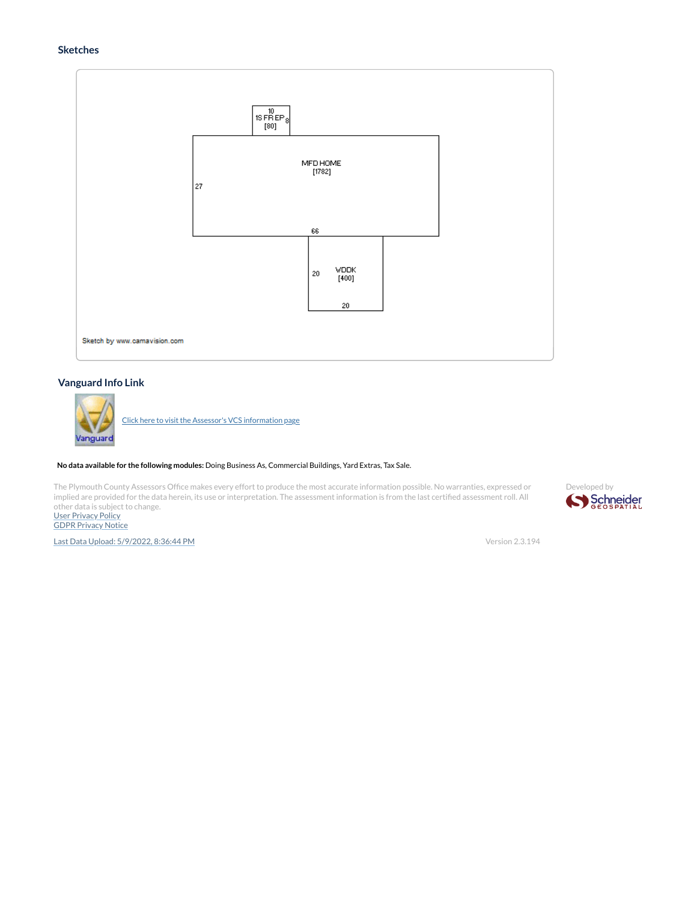## Sketches

10
1S FR EP
8
[80]

MFD HOME
[1782]

27

66

20

WDDK
[400]

20

Sketch by www.camavision.com

## Vanguard Info Link

Click here to visit the Assessor's VCS information page

**No data available for the following modules:** Doing Business As, Commercial Buildings, Yard Extras, Tax Sale.

The Plymouth County Assessors Office makes every effort to produce the most accurate information possible. No warranties, expressed or implied are provided for the data herein, its use or interpretation. The assessment information is from the last certified assessment roll. All other data is subject to change.

User Privacy Policy

GDPR Privacy Notice

Developed by Schneider GEOSPATIAL

Last Data Upload: 5/9/2022, 8:36:44 PM

Version 2.3.194